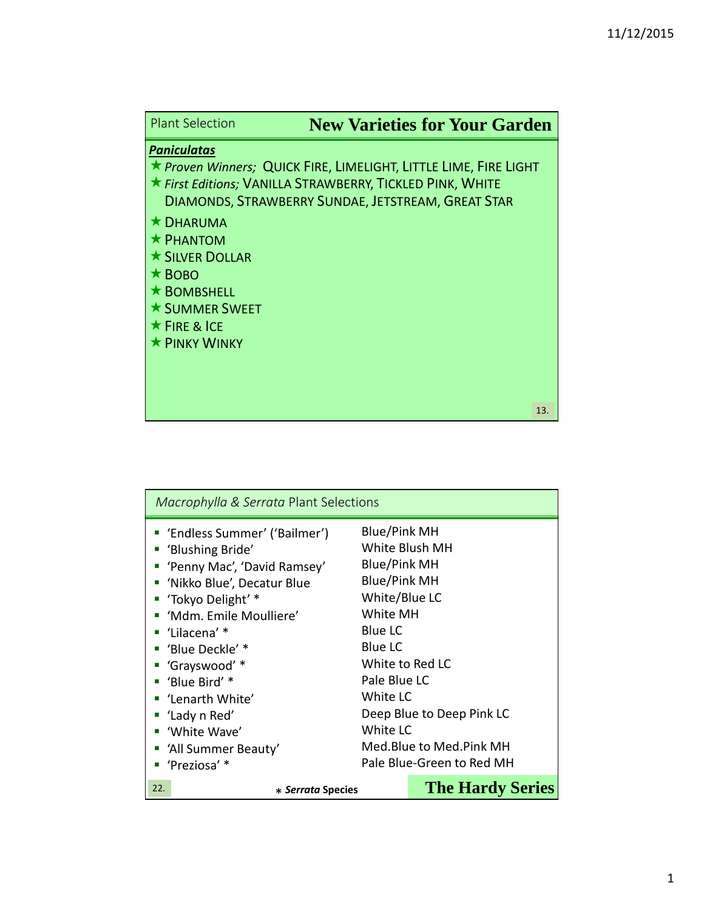## Plant Selection — New Varieties for Your Garden

***Paniculatas***

- ★ *Proven Winners;* QUICK FIRE, LIMELIGHT, LITTLE LIME, FIRE LIGHT
- ★ *First Editions;* VANILLA STRAWBERRY, TICKLED PINK, WHITE DIAMONDS, STRAWBERRY SUNDAE, JETSTREAM, GREAT STAR
- ★ DHARUMA
- ★ PHANTOM
- ★ SILVER DOLLAR
- ★ BOBO
- ★ BOMBSHELL
- ★ SUMMER SWEET
- ★ FIRE & ICE
- ★ PINKY WINKY

13.

## *Macrophylla & Serrata* Plant Selections

| Variety | Color |
|---|---|
| 'Endless Summer' ('Bailmer') | Blue/Pink MH |
| 'Blushing Bride' | White Blush MH |
| 'Penny Mac', 'David Ramsey' | Blue/Pink MH |
| 'Nikko Blue', Decatur Blue | Blue/Pink MH |
| 'Tokyo Delight' * | White/Blue LC |
| 'Mdm. Emile Moulliere' | White MH |
| 'Lilacena' * | Blue LC |
| 'Blue Deckle' * | Blue LC |
| 'Grayswood' * | White to Red LC |
| 'Blue Bird' * | Pale Blue LC |
| 'Lenarth White' | White LC |
| 'Lady n Red' | Deep Blue to Deep Pink LC |
| 'White Wave' | White LC |
| 'All Summer Beauty' | Med.Blue to Med.Pink MH |
| 'Preziosa' * | Pale Blue-Green to Red MH |

22.

* ***Serrata* Species**

**The Hardy Series**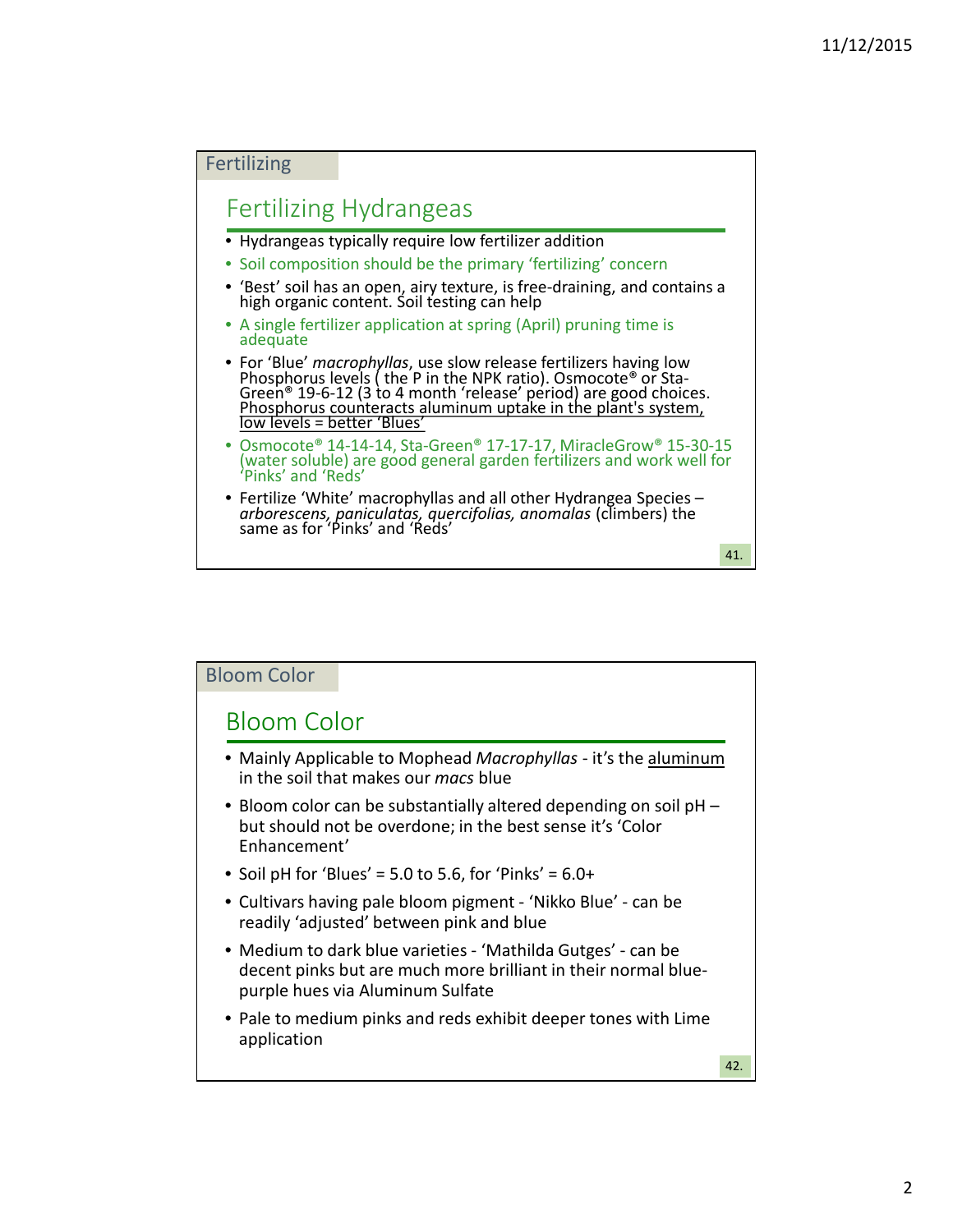Fertilizing

## Fertilizing Hydrangeas

- Hydrangeas typically require low fertilizer addition
- Soil composition should be the primary 'fertilizing' concern
- 'Best' soil has an open, airy texture, is free-draining, and contains a high organic content. Soil testing can help
- A single fertilizer application at spring (April) pruning time is adequate
- For 'Blue' *macrophyllas*, use slow release fertilizers having low Phosphorus levels ( the P in the NPK ratio). Osmocote® or Sta-Green® 19-6-12 (3 to 4 month 'release' period) are good choices. <u>Phosphorus counteracts aluminum uptake in the plant's system, low levels = better 'Blues'</u>
- Osmocote® 14-14-14, Sta-Green® 17-17-17, MiracleGrow® 15-30-15 (water soluble) are good general garden fertilizers and work well for 'Pinks' and 'Reds'
- Fertilize 'White' macrophyllas and all other Hydrangea Species – *arborescens, paniculatas, quercifolias, anomalas* (climbers) the same as for 'Pinks' and 'Reds'

41.

Bloom Color

## Bloom Color

- Mainly Applicable to Mophead *Macrophyllas* - it's the <u>aluminum</u> in the soil that makes our *macs* blue
- Bloom color can be substantially altered depending on soil pH – but should not be overdone; in the best sense it's 'Color Enhancement'
- Soil pH for 'Blues' = 5.0 to 5.6, for 'Pinks' = 6.0+
- Cultivars having pale bloom pigment - 'Nikko Blue' - can be readily 'adjusted' between pink and blue
- Medium to dark blue varieties - 'Mathilda Gutges' - can be decent pinks but are much more brilliant in their normal blue-purple hues via Aluminum Sulfate
- Pale to medium pinks and reds exhibit deeper tones with Lime application

42.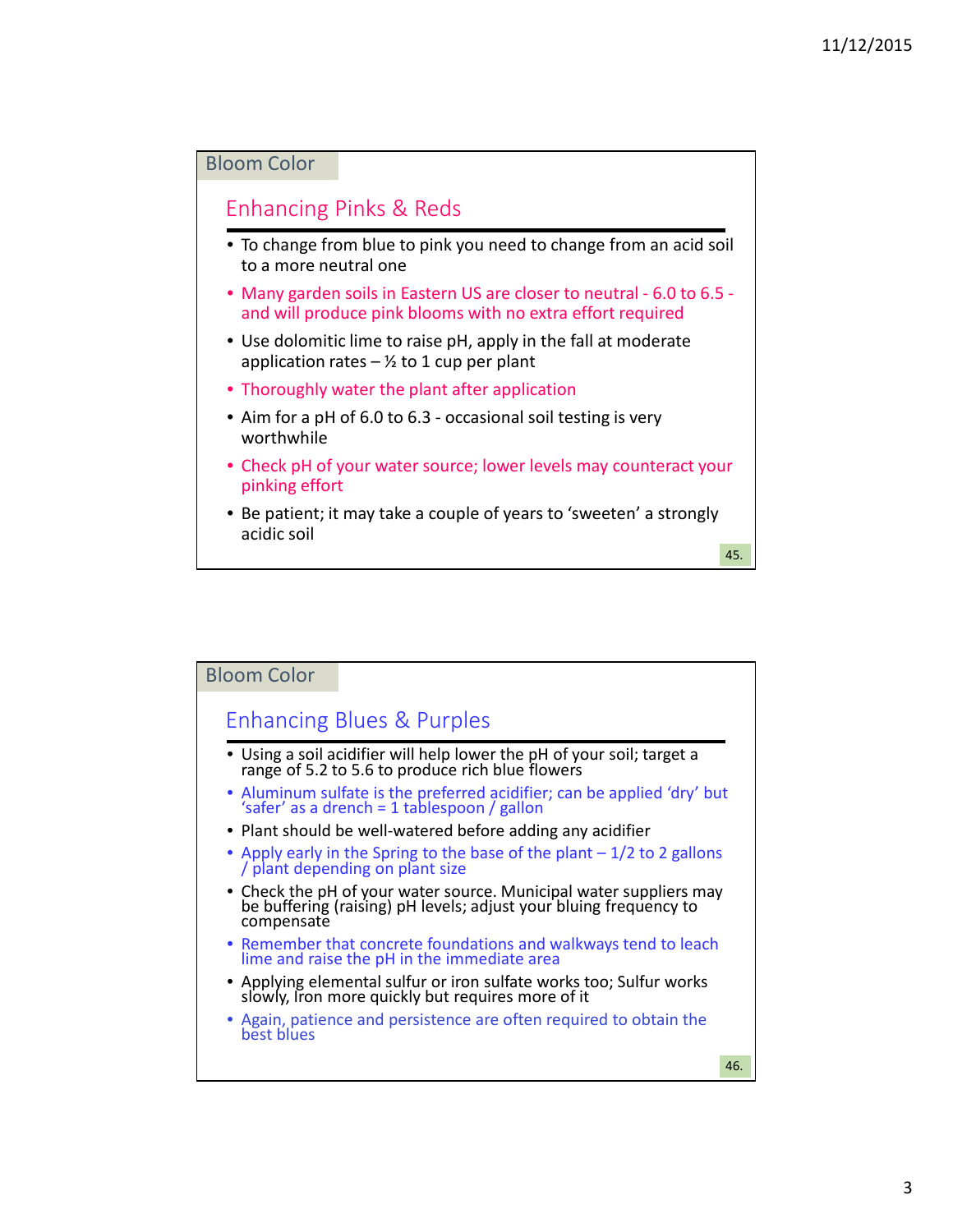## Bloom Color

### Enhancing Pinks & Reds

- To change from blue to pink you need to change from an acid soil to a more neutral one
- Many garden soils in Eastern US are closer to neutral - 6.0 to 6.5 - and will produce pink blooms with no extra effort required
- Use dolomitic lime to raise pH, apply in the fall at moderate application rates – ½ to 1 cup per plant
- Thoroughly water the plant after application
- Aim for a pH of 6.0 to 6.3 - occasional soil testing is very worthwhile
- Check pH of your water source; lower levels may counteract your pinking effort
- Be patient; it may take a couple of years to 'sweeten' a strongly acidic soil

45.

## Bloom Color

### Enhancing Blues & Purples

- Using a soil acidifier will help lower the pH of your soil; target a range of 5.2 to 5.6 to produce rich blue flowers
- Aluminum sulfate is the preferred acidifier; can be applied 'dry' but 'safer' as a drench = 1 tablespoon / gallon
- Plant should be well-watered before adding any acidifier
- Apply early in the Spring to the base of the plant – 1/2 to 2 gallons / plant depending on plant size
- Check the pH of your water source. Municipal water suppliers may be buffering (raising) pH levels; adjust your bluing frequency to compensate
- Remember that concrete foundations and walkways tend to leach lime and raise the pH in the immediate area
- Applying elemental sulfur or iron sulfate works too; Sulfur works slowly, Iron more quickly but requires more of it
- Again, patience and persistence are often required to obtain the best blues

46.